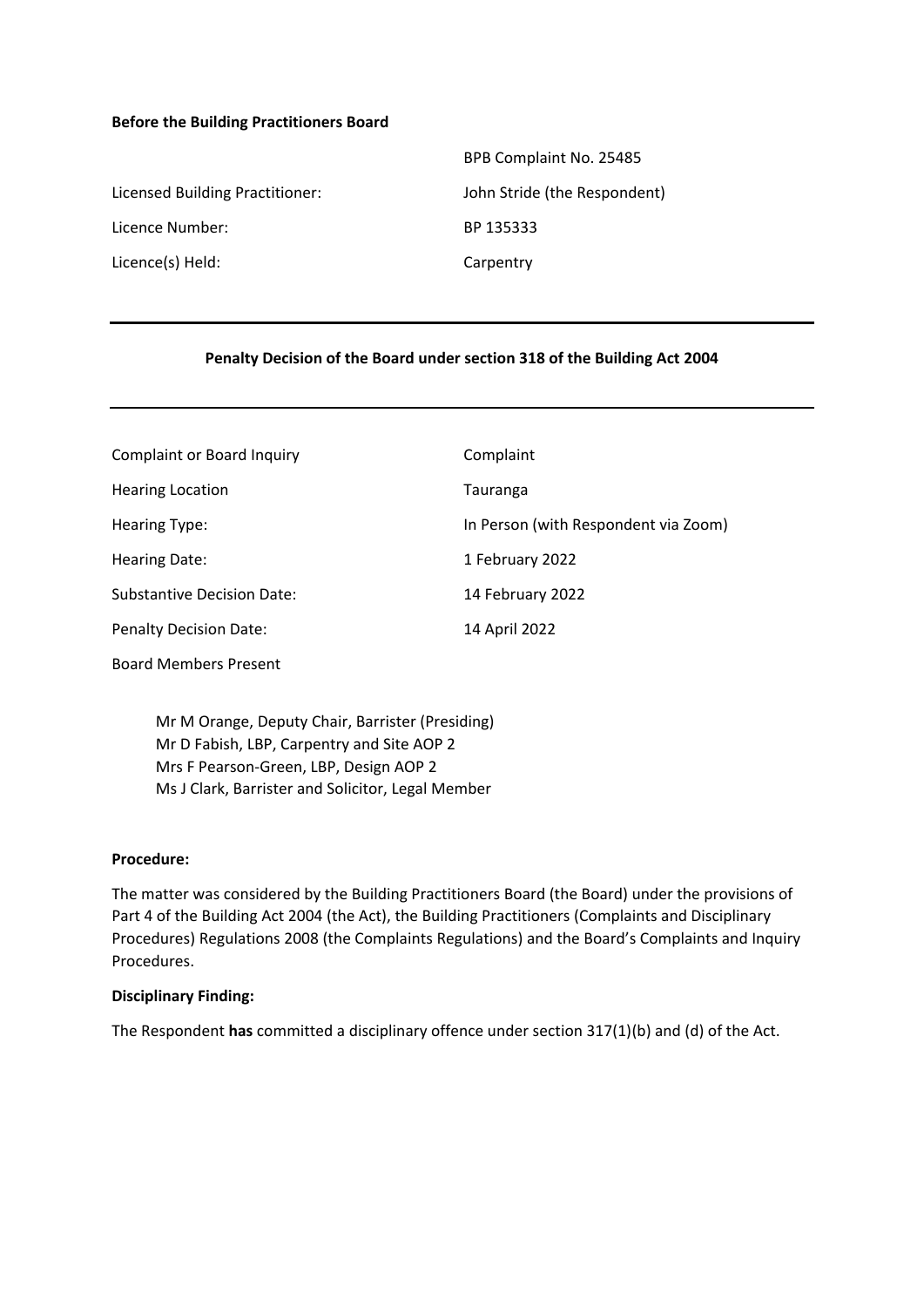**Before the Building Practitioners Board**

| | |
|---|---|
| | BPB Complaint No. 25485 |
| Licensed Building Practitioner: | John Stride (the Respondent) |
| Licence Number: | BP 135333 |
| Licence(s) Held: | Carpentry |

---

**Penalty Decision of the Board under section 318 of the Building Act 2004**

---

| | |
|---|---|
| Complaint or Board Inquiry | Complaint |
| Hearing Location | Tauranga |
| Hearing Type: | In Person (with Respondent via Zoom) |
| Hearing Date: | 1 February 2022 |
| Substantive Decision Date: | 14 February 2022 |
| Penalty Decision Date: | 14 April 2022 |

Board Members Present

Mr M Orange, Deputy Chair, Barrister (Presiding)
Mr D Fabish, LBP, Carpentry and Site AOP 2
Mrs F Pearson-Green, LBP, Design AOP 2
Ms J Clark, Barrister and Solicitor, Legal Member

**Procedure:**

The matter was considered by the Building Practitioners Board (the Board) under the provisions of Part 4 of the Building Act 2004 (the Act), the Building Practitioners (Complaints and Disciplinary Procedures) Regulations 2008 (the Complaints Regulations) and the Board's Complaints and Inquiry Procedures.

**Disciplinary Finding:**

The Respondent **has** committed a disciplinary offence under section 317(1)(b) and (d) of the Act.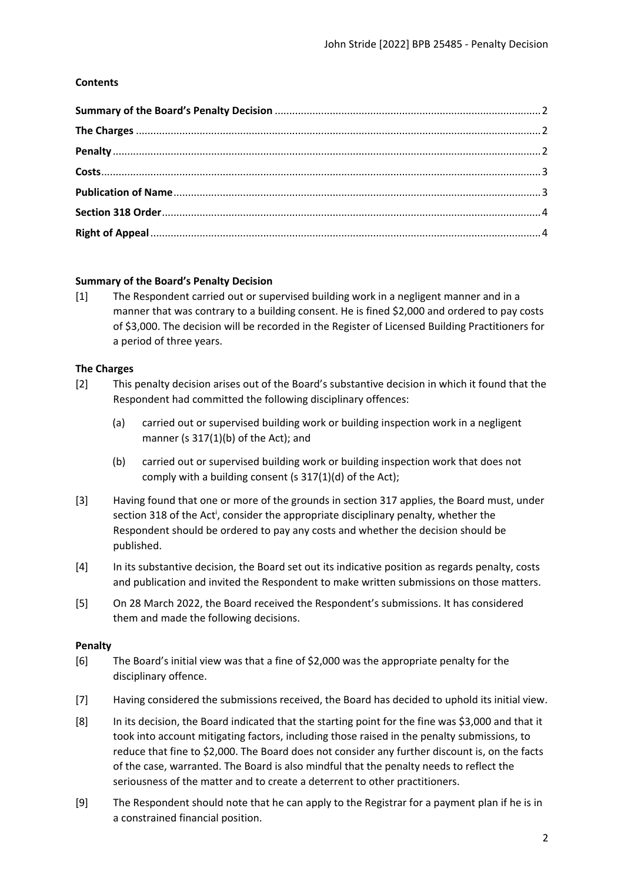**Contents**

**Summary of the Board's Penalty Decision** .......................................................................................... 2
**The Charges** ......................................................................................................................................... 2
**Penalty** ................................................................................................................................................. 2
**Costs** .................................................................................................................................................... 3
**Publication of Name** ............................................................................................................................ 3
**Section 318 Order** ................................................................................................................................ 4
**Right of Appeal** .................................................................................................................................... 4

**Summary of the Board's Penalty Decision**

[1] The Respondent carried out or supervised building work in a negligent manner and in a manner that was contrary to a building consent. He is fined $2,000 and ordered to pay costs of $3,000. The decision will be recorded in the Register of Licensed Building Practitioners for a period of three years.

**The Charges**

[2] This penalty decision arises out of the Board's substantive decision in which it found that the Respondent had committed the following disciplinary offences:

(a) carried out or supervised building work or building inspection work in a negligent manner (s 317(1)(b) of the Act); and

(b) carried out or supervised building work or building inspection work that does not comply with a building consent (s 317(1)(d) of the Act);

[3] Having found that one or more of the grounds in section 317 applies, the Board must, under section 318 of the Act[i], consider the appropriate disciplinary penalty, whether the Respondent should be ordered to pay any costs and whether the decision should be published.

[4] In its substantive decision, the Board set out its indicative position as regards penalty, costs and publication and invited the Respondent to make written submissions on those matters.

[5] On 28 March 2022, the Board received the Respondent's submissions. It has considered them and made the following decisions.

**Penalty**

[6] The Board's initial view was that a fine of $2,000 was the appropriate penalty for the disciplinary offence.

[7] Having considered the submissions received, the Board has decided to uphold its initial view.

[8] In its decision, the Board indicated that the starting point for the fine was $3,000 and that it took into account mitigating factors, including those raised in the penalty submissions, to reduce that fine to $2,000. The Board does not consider any further discount is, on the facts of the case, warranted. The Board is also mindful that the penalty needs to reflect the seriousness of the matter and to create a deterrent to other practitioners.

[9] The Respondent should note that he can apply to the Registrar for a payment plan if he is in a constrained financial position.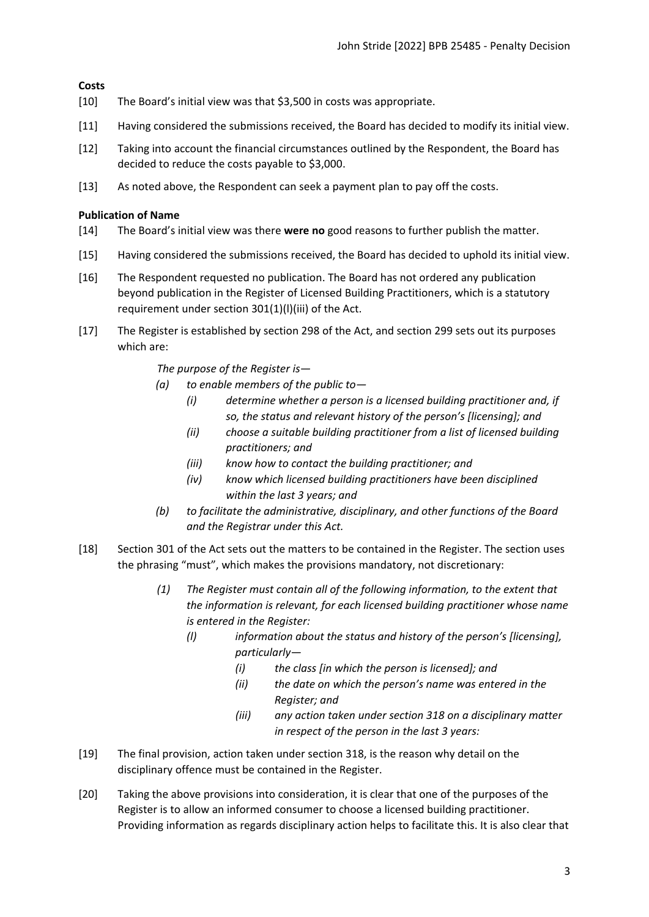**Costs**

[10] The Board's initial view was that $3,500 in costs was appropriate.

[11] Having considered the submissions received, the Board has decided to modify its initial view.

[12] Taking into account the financial circumstances outlined by the Respondent, the Board has decided to reduce the costs payable to $3,000.

[13] As noted above, the Respondent can seek a payment plan to pay off the costs.

**Publication of Name**

[14] The Board's initial view was there **were no** good reasons to further publish the matter.

[15] Having considered the submissions received, the Board has decided to uphold its initial view.

[16] The Respondent requested no publication. The Board has not ordered any publication beyond publication in the Register of Licensed Building Practitioners, which is a statutory requirement under section 301(1)(l)(iii) of the Act.

[17] The Register is established by section 298 of the Act, and section 299 sets out its purposes which are:

> *The purpose of the Register is—*
>
> *(a) to enable members of the public to—*
>
> > *(i) determine whether a person is a licensed building practitioner and, if so, the status and relevant history of the person's [licensing]; and*
> >
> > *(ii) choose a suitable building practitioner from a list of licensed building practitioners; and*
> >
> > *(iii) know how to contact the building practitioner; and*
> >
> > *(iv) know which licensed building practitioners have been disciplined within the last 3 years; and*
>
> *(b) to facilitate the administrative, disciplinary, and other functions of the Board and the Registrar under this Act.*

[18] Section 301 of the Act sets out the matters to be contained in the Register. The section uses the phrasing "must", which makes the provisions mandatory, not discretionary:

> *(1) The Register must contain all of the following information, to the extent that the information is relevant, for each licensed building practitioner whose name is entered in the Register:*
>
> > *(l) information about the status and history of the person's [licensing], particularly—*
> >
> > > *(i) the class [in which the person is licensed]; and*
> > >
> > > *(ii) the date on which the person's name was entered in the Register; and*
> > >
> > > *(iii) any action taken under section 318 on a disciplinary matter in respect of the person in the last 3 years:*

[19] The final provision, action taken under section 318, is the reason why detail on the disciplinary offence must be contained in the Register.

[20] Taking the above provisions into consideration, it is clear that one of the purposes of the Register is to allow an informed consumer to choose a licensed building practitioner. Providing information as regards disciplinary action helps to facilitate this. It is also clear that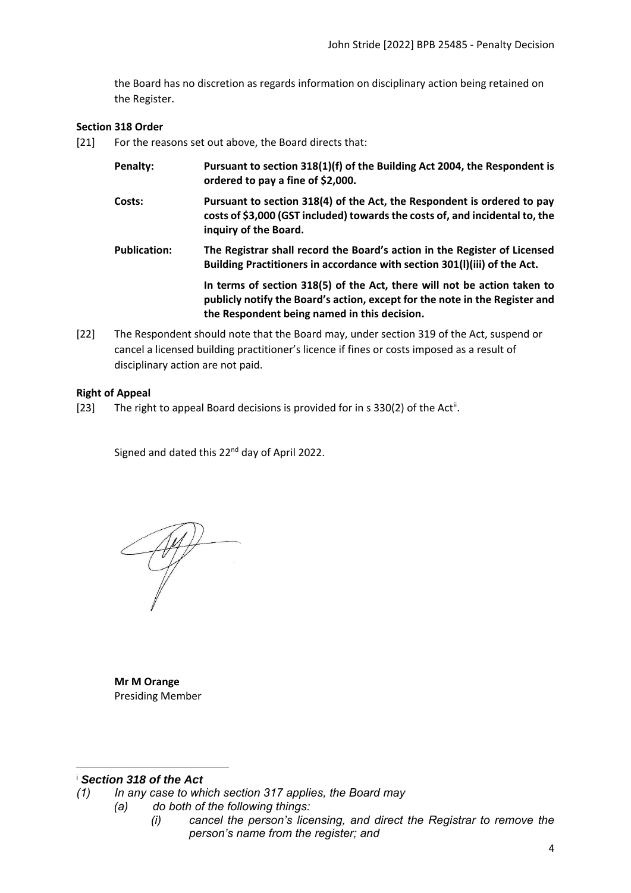the Board has no discretion as regards information on disciplinary action being retained on the Register.

**Section 318 Order**

[21] For the reasons set out above, the Board directs that:

**Penalty:** **Pursuant to section 318(1)(f) of the Building Act 2004, the Respondent is ordered to pay a fine of $2,000.**

**Costs:** **Pursuant to section 318(4) of the Act, the Respondent is ordered to pay costs of $3,000 (GST included) towards the costs of, and incidental to, the inquiry of the Board.**

**Publication:** **The Registrar shall record the Board's action in the Register of Licensed Building Practitioners in accordance with section 301(l)(iii) of the Act.**

**In terms of section 318(5) of the Act, there will not be action taken to publicly notify the Board's action, except for the note in the Register and the Respondent being named in this decision.**

[22] The Respondent should note that the Board may, under section 319 of the Act, suspend or cancel a licensed building practitioner's licence if fines or costs imposed as a result of disciplinary action are not paid.

**Right of Appeal**

[23] The right to appeal Board decisions is provided for in s 330(2) of the Act[ii].

Signed and dated this 22nd day of April 2022.

**Mr M Orange**
Presiding Member

---

[i] ***Section 318 of the Act***

*(1) In any case to which section 317 applies, the Board may*

*(a) do both of the following things:*

*(i) cancel the person's licensing, and direct the Registrar to remove the person's name from the register; and*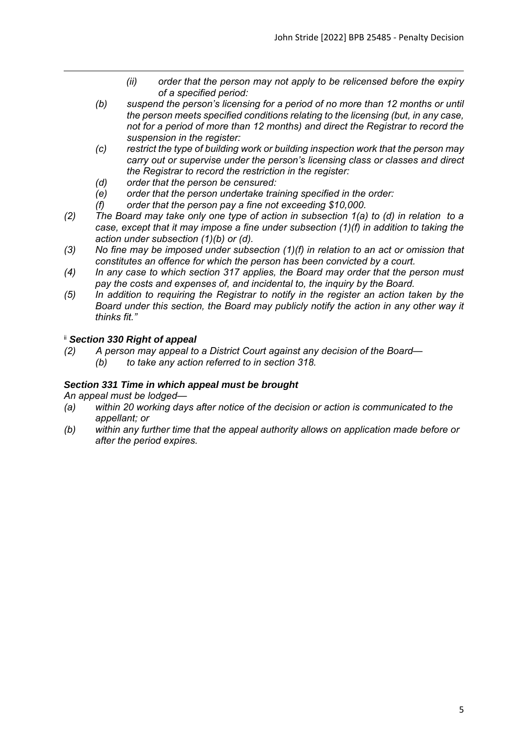*(ii) order that the person may not apply to be relicensed before the expiry of a specified period:*

*(b) suspend the person's licensing for a period of no more than 12 months or until the person meets specified conditions relating to the licensing (but, in any case, not for a period of more than 12 months) and direct the Registrar to record the suspension in the register:*

*(c) restrict the type of building work or building inspection work that the person may carry out or supervise under the person's licensing class or classes and direct the Registrar to record the restriction in the register:*

*(d) order that the person be censured:*

*(e) order that the person undertake training specified in the order:*

*(f) order that the person pay a fine not exceeding $10,000.*

*(2) The Board may take only one type of action in subsection 1(a) to (d) in relation to a case, except that it may impose a fine under subsection (1)(f) in addition to taking the action under subsection (1)(b) or (d).*

*(3) No fine may be imposed under subsection (1)(f) in relation to an act or omission that constitutes an offence for which the person has been convicted by a court.*

*(4) In any case to which section 317 applies, the Board may order that the person must pay the costs and expenses of, and incidental to, the inquiry by the Board.*

*(5) In addition to requiring the Registrar to notify in the register an action taken by the Board under this section, the Board may publicly notify the action in any other way it thinks fit."*

[ii] ***Section 330 Right of appeal***

*(2) A person may appeal to a District Court against any decision of the Board—*

*(b) to take any action referred to in section 318.*

***Section 331 Time in which appeal must be brought***

*An appeal must be lodged—*

*(a) within 20 working days after notice of the decision or action is communicated to the appellant; or*

*(b) within any further time that the appeal authority allows on application made before or after the period expires.*